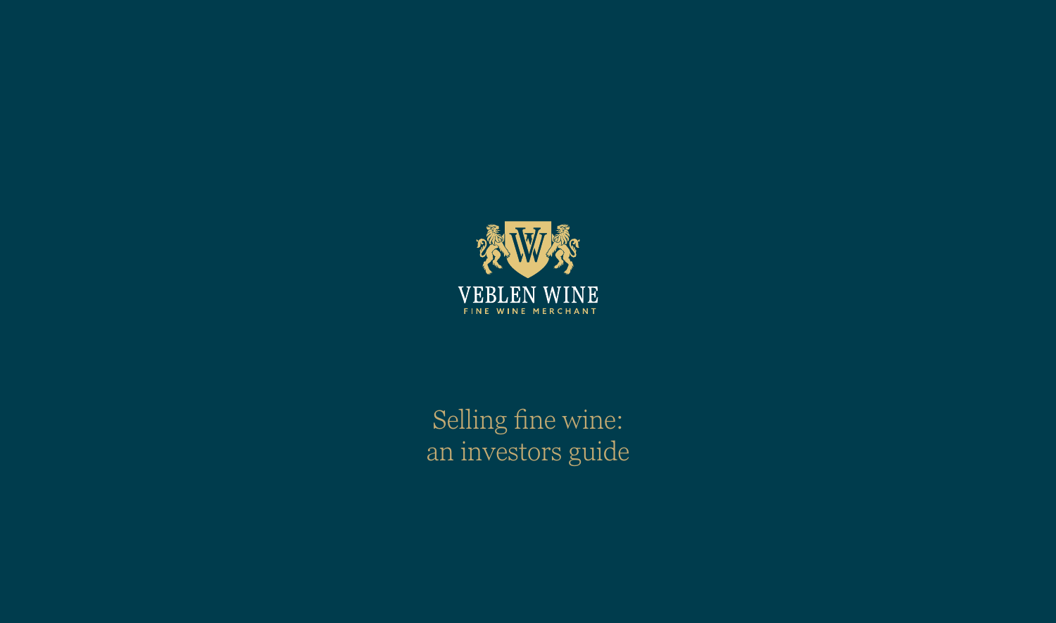VEBLEN WINE

FINE WINE MERCHANT

# Selling fine wine: an investors guide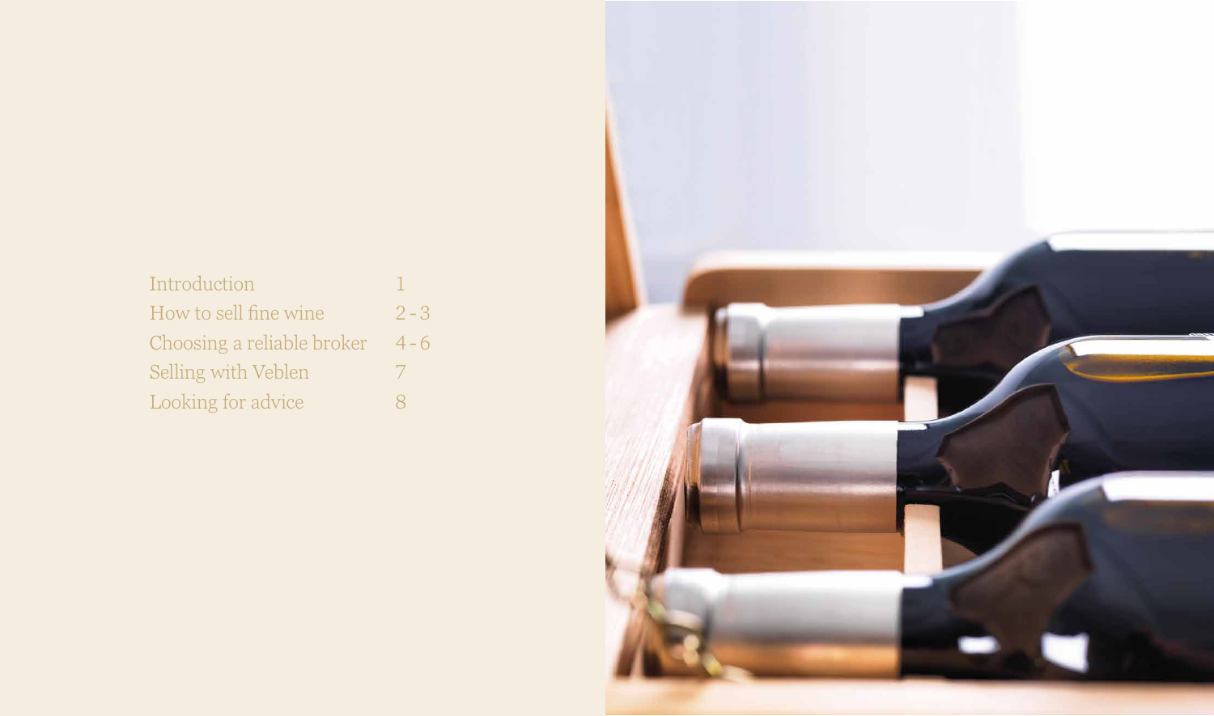| | |
|---|---|
| Introduction | 1 |
| How to sell fine wine | 2 - 3 |
| Choosing a reliable broker | 4 - 6 |
| Selling with Veblen | 7 |
| Looking for advice | 8 |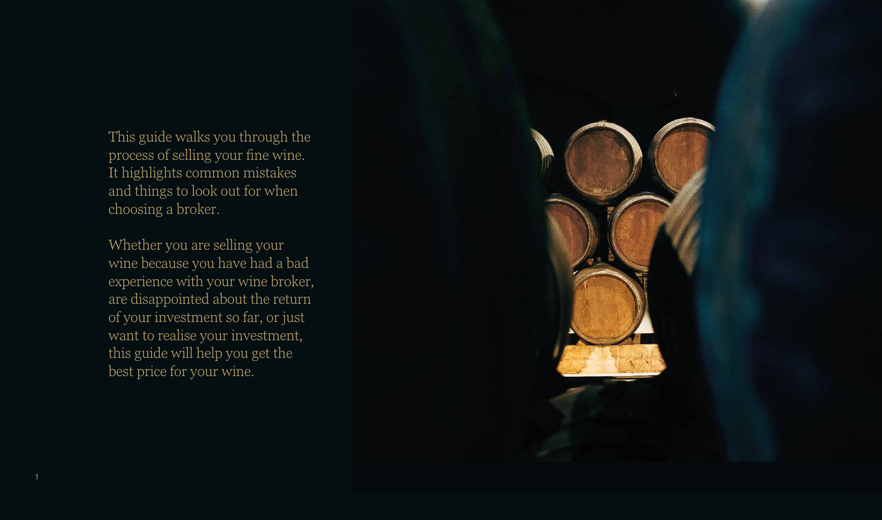This guide walks you through the process of selling your fine wine. It highlights common mistakes and things to look out for when choosing a broker.

Whether you are selling your wine because you have had a bad experience with your wine broker, are disappointed about the return of your investment so far, or just want to realise your investment, this guide will help you get the best price for your wine.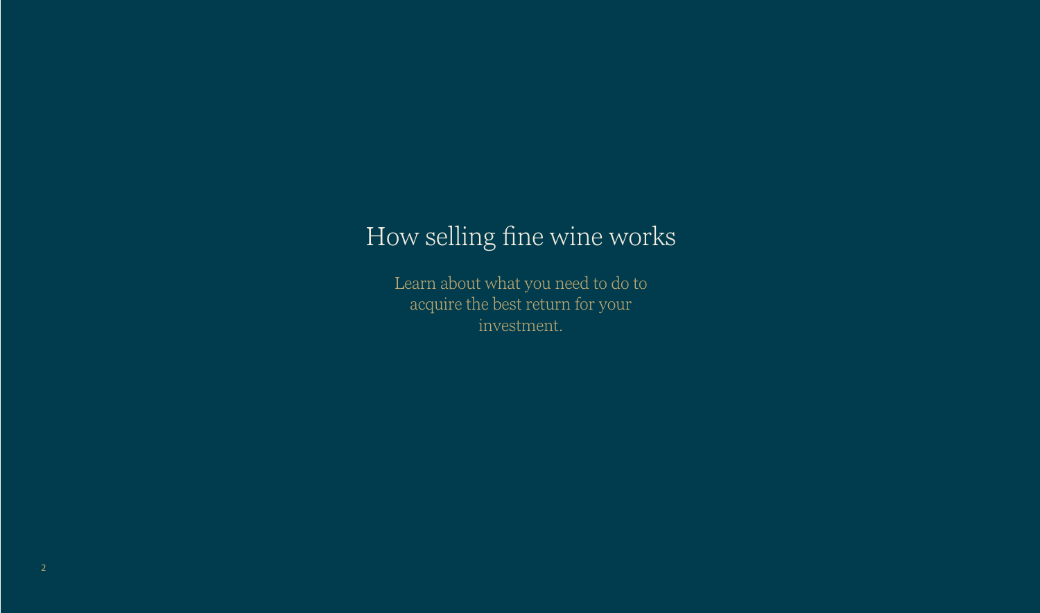# How selling fine wine works

Learn about what you need to do to acquire the best return for your investment.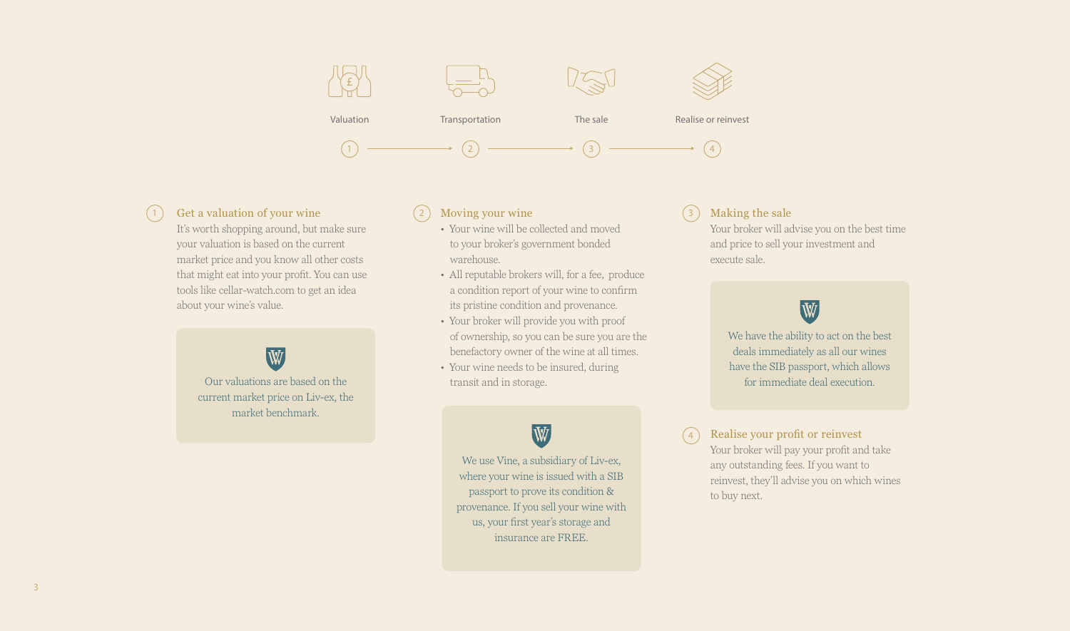Valuation → Transportation → The sale → Realise or reinvest

1. Valuation
2. Transportation
3. The sale
4. Realise or reinvest

## 1. Get a valuation of your wine

It's worth shopping around, but make sure your valuation is based on the current market price and you know all other costs that might eat into your profit. You can use tools like cellar-watch.com to get an idea about your wine's value.

> Our valuations are based on the current market price on Liv-ex, the market benchmark.

## 2. Moving your wine

- Your wine will be collected and moved to your broker's government bonded warehouse.
- All reputable brokers will, for a fee, produce a condition report of your wine to confirm its pristine condition and provenance.
- Your broker will provide you with proof of ownership, so you can be sure you are the benefactory owner of the wine at all times.
- Your wine needs to be insured, during transit and in storage.

> We use Vine, a subsidiary of Liv-ex, where your wine is issued with a SIB passport to prove its condition & provenance. If you sell your wine with us, your first year's storage and insurance are FREE.

## 3. Making the sale

Your broker will advise you on the best time and price to sell your investment and execute sale.

> We have the ability to act on the best deals immediately as all our wines have the SIB passport, which allows for immediate deal execution.

## 4. Realise your profit or reinvest

Your broker will pay your profit and take any outstanding fees. If you want to reinvest, they'll advise you on which wines to buy next.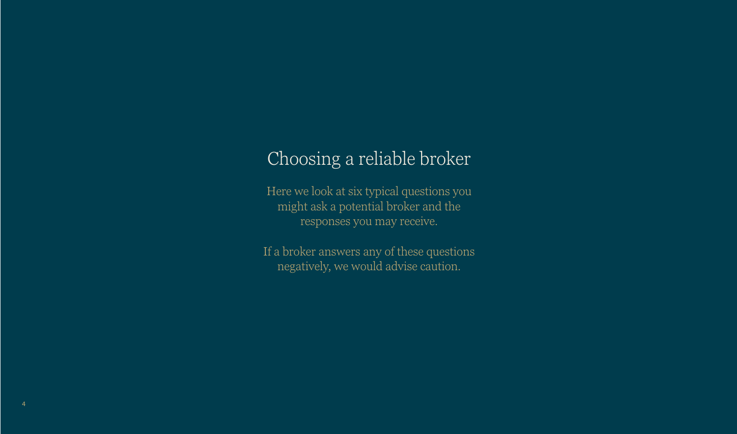# Choosing a reliable broker

Here we look at six typical questions you might ask a potential broker and the responses you may receive.

If a broker answers any of these questions negatively, we would advise caution.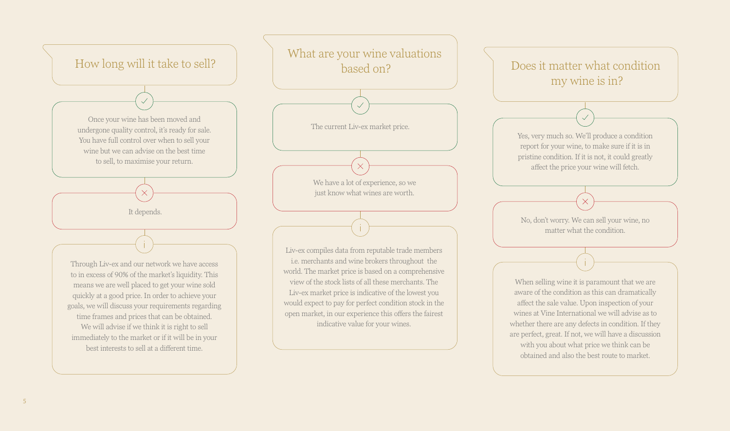## How long will it take to sell?

✓ Once your wine has been moved and undergone quality control, it's ready for sale. You have full control over when to sell your wine but we can advise on the best time to sell, to maximise your return.

✗ It depends.

i Through Liv-ex and our network we have access to in excess of 90% of the market's liquidity. This means we are well placed to get your wine sold quickly at a good price. In order to achieve your goals, we will discuss your requirements regarding time frames and prices that can be obtained. We will advise if we think it is right to sell immediately to the market or if it will be in your best interests to sell at a different time.

## What are your wine valuations based on?

✓ The current Liv-ex market price.

✗ We have a lot of experience, so we just know what wines are worth.

i Liv-ex compiles data from reputable trade members i.e. merchants and wine brokers throughout the world. The market price is based on a comprehensive view of the stock lists of all these merchants. The Liv-ex market price is indicative of the lowest you would expect to pay for perfect condition stock in the open market, in our experience this offers the fairest indicative value for your wines.

## Does it matter what condition my wine is in?

✓ Yes, very much so. We'll produce a condition report for your wine, to make sure if it is in pristine condition. If it is not, it could greatly affect the price your wine will fetch.

✗ No, don't worry. We can sell your wine, no matter what the condition.

i When selling wine it is paramount that we are aware of the condition as this can dramatically affect the sale value. Upon inspection of your wines at Vine International we will advise as to whether there are any defects in condition. If they are perfect, great. If not, we will have a discussion with you about what price we think can be obtained and also the best route to market.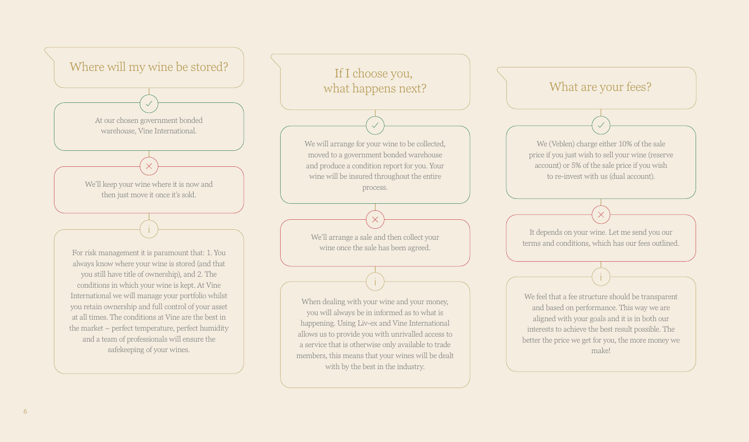## Where will my wine be stored?

✓ At our chosen government bonded warehouse, Vine International.

✗ We'll keep your wine where it is now and then just move it once it's sold.

i For risk management it is paramount that: 1. You always know where your wine is stored (and that you still have title of ownership), and 2. The conditions in which your wine is kept. At Vine International we will manage your portfolio whilst you retain ownership and full control of your asset at all times. The conditions at Vine are the best in the market – perfect temperature, perfect humidity and a team of professionals will ensure the safekeeping of your wines.

## If I choose you, what happens next?

✓ We will arrange for your wine to be collected, moved to a government bonded warehouse and produce a condition report for you. Your wine will be insured throughout the entire process.

✗ We'll arrange a sale and then collect your wine once the sale has been agreed.

i When dealing with your wine and your money, you will always be in informed as to what is happening. Using Liv-ex and Vine International allows us to provide you with unrivalled access to a service that is otherwise only available to trade members, this means that your wines will be dealt with by the best in the industry.

## What are your fees?

✓ We (Veblen) charge either 10% of the sale price if you just wish to sell your wine (reserve account) or 5% of the sale price if you wish to re-invest with us (dual account).

✗ It depends on your wine. Let me send you our terms and conditions, which has our fees outlined.

i We feel that a fee structure should be transparent and based on performance. This way we are aligned with your goals and it is in both our interests to achieve the best result possible. The better the price we get for you, the more money we make!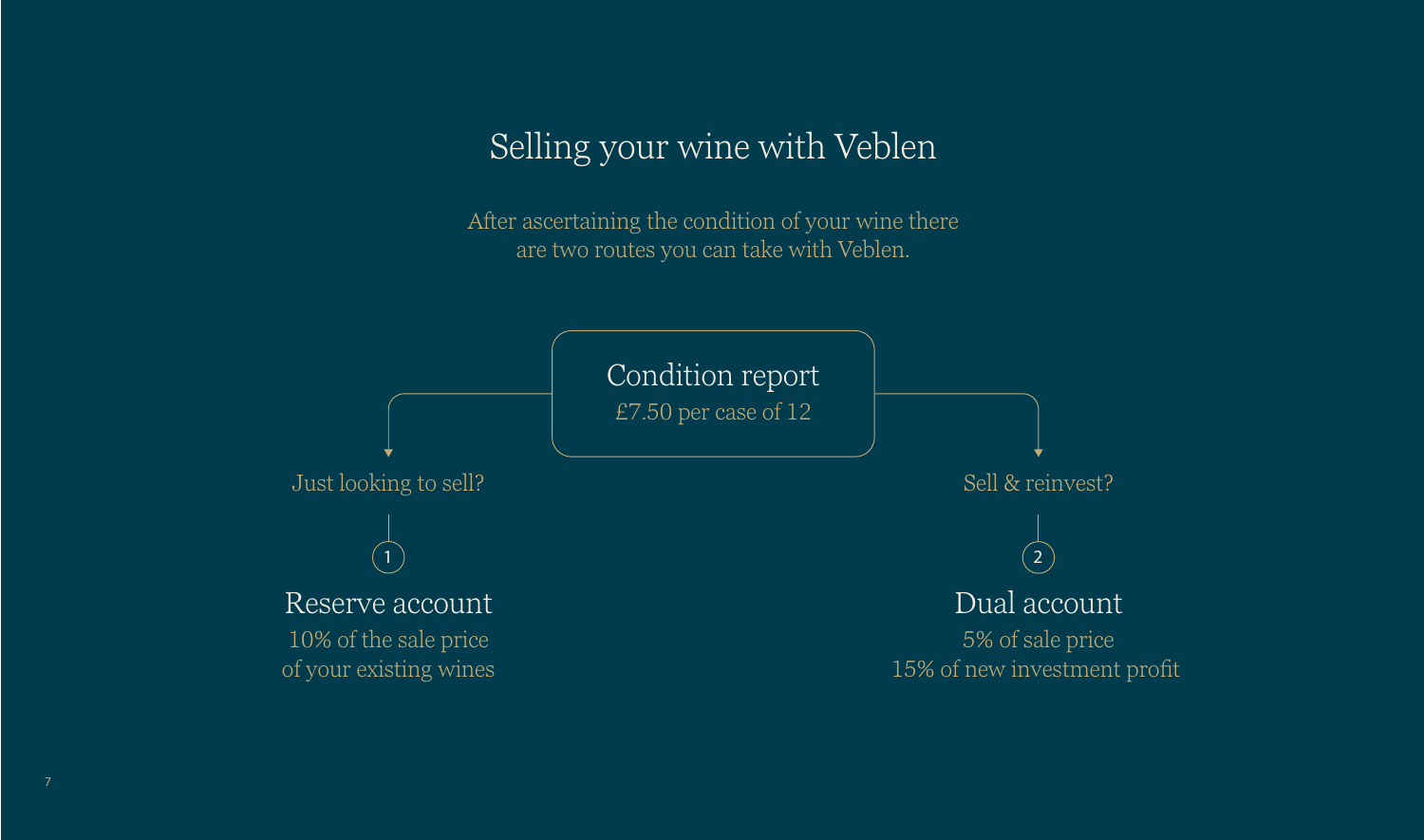# Selling your wine with Veblen

After ascertaining the condition of your wine there are two routes you can take with Veblen.

**Condition report**
£7.50 per case of 12

Just looking to sell?

1

## Reserve account

10% of the sale price of your existing wines

Sell & reinvest?

2

## Dual account

5% of sale price
15% of new investment profit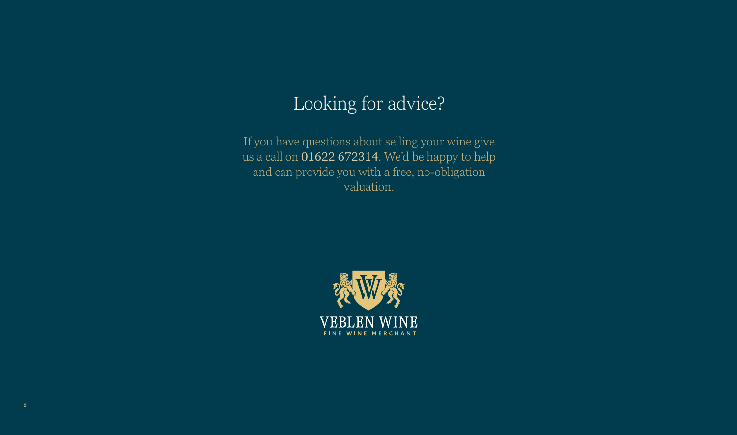# Looking for advice?

If you have questions about selling your wine give us a call on 01622 672314. We'd be happy to help and can provide you with a free, no-obligation valuation.

VEBLEN WINE

FINE WINE MERCHANT